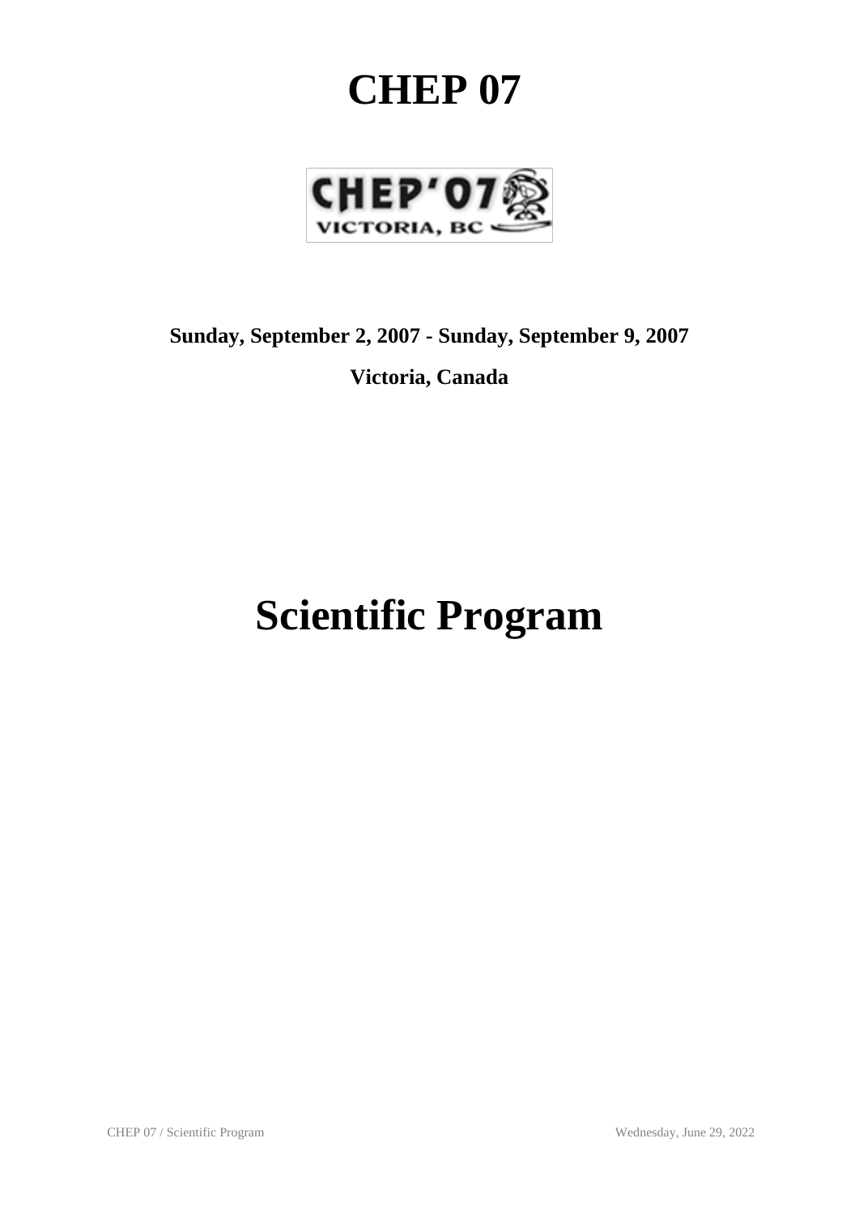# CHEP 07

**Sunday, September 2, 2007 - Sunday, September 9, 2007**

**Victoria, Canada**

# Scientific Program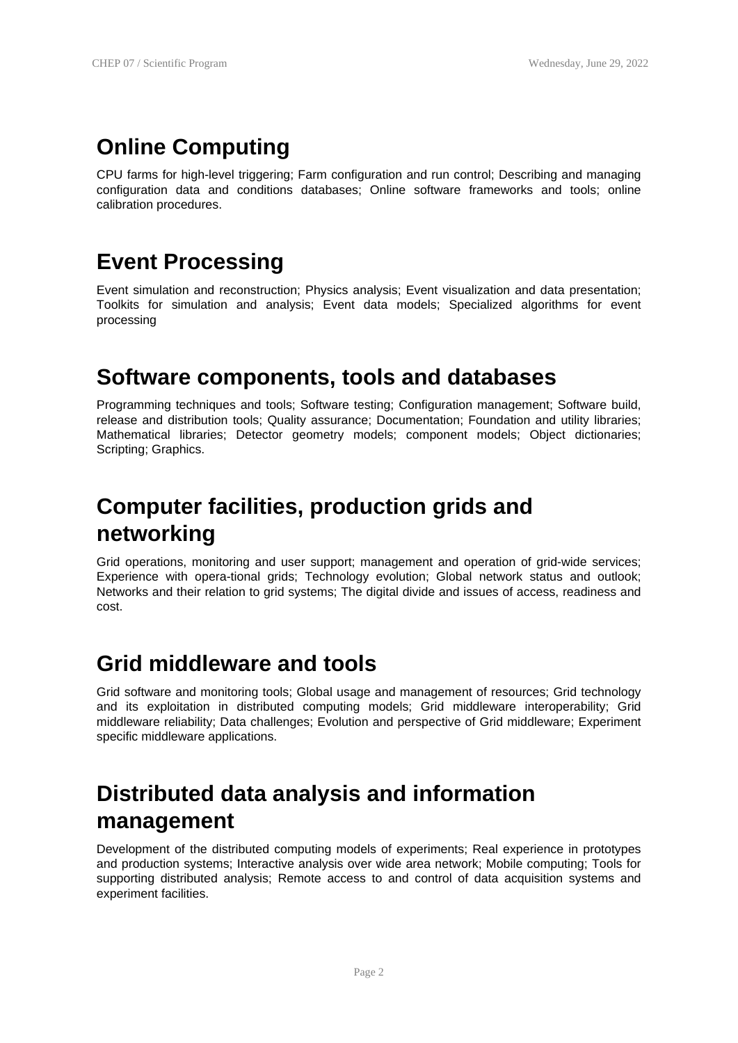## Online Computing

CPU farms for high-level triggering; Farm configuration and run control; Describing and managing configuration data and conditions databases; Online software frameworks and tools; online calibration procedures.

## Event Processing

Event simulation and reconstruction; Physics analysis; Event visualization and data presentation; Toolkits for simulation and analysis; Event data models; Specialized algorithms for event processing

## Software components, tools and databases

Programming techniques and tools; Software testing; Configuration management; Software build, release and distribution tools; Quality assurance; Documentation; Foundation and utility libraries; Mathematical libraries; Detector geometry models; component models; Object dictionaries; Scripting; Graphics.

## Computer facilities, production grids and networking

Grid operations, monitoring and user support; management and operation of grid-wide services; Experience with opera-tional grids; Technology evolution; Global network status and outlook; Networks and their relation to grid systems; The digital divide and issues of access, readiness and cost.

## Grid middleware and tools

Grid software and monitoring tools; Global usage and management of resources; Grid technology and its exploitation in distributed computing models; Grid middleware interoperability; Grid middleware reliability; Data challenges; Evolution and perspective of Grid middleware; Experiment specific middleware applications.

## Distributed data analysis and information management

Development of the distributed computing models of experiments; Real experience in prototypes and production systems; Interactive analysis over wide area network; Mobile computing; Tools for supporting distributed analysis; Remote access to and control of data acquisition systems and experiment facilities.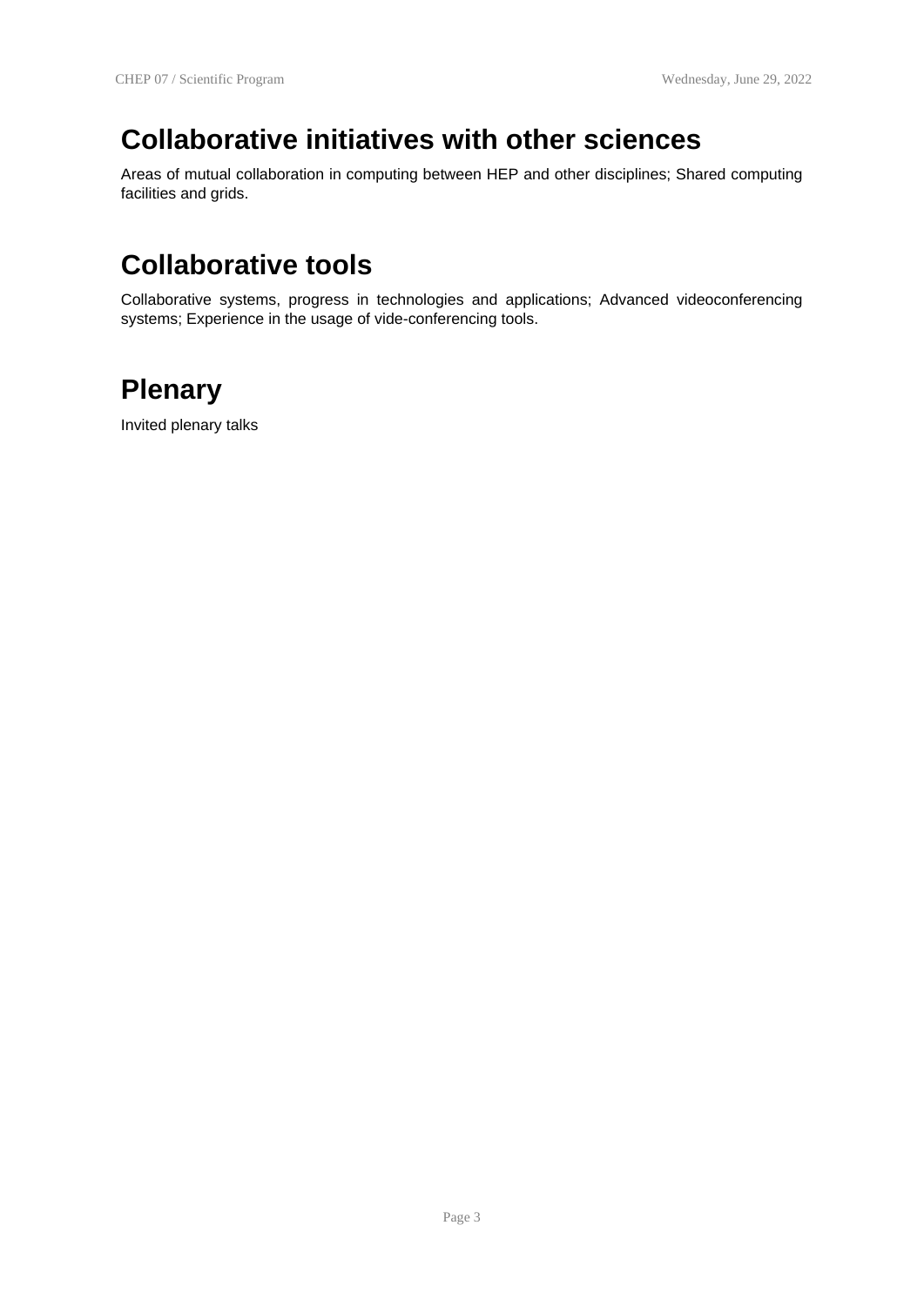# Collaborative initiatives with other sciences

Areas of mutual collaboration in computing between HEP and other disciplines; Shared computing facilities and grids.

# Collaborative tools

Collaborative systems, progress in technologies and applications; Advanced videoconferencing systems; Experience in the usage of vide-conferencing tools.

# Plenary

Invited plenary talks